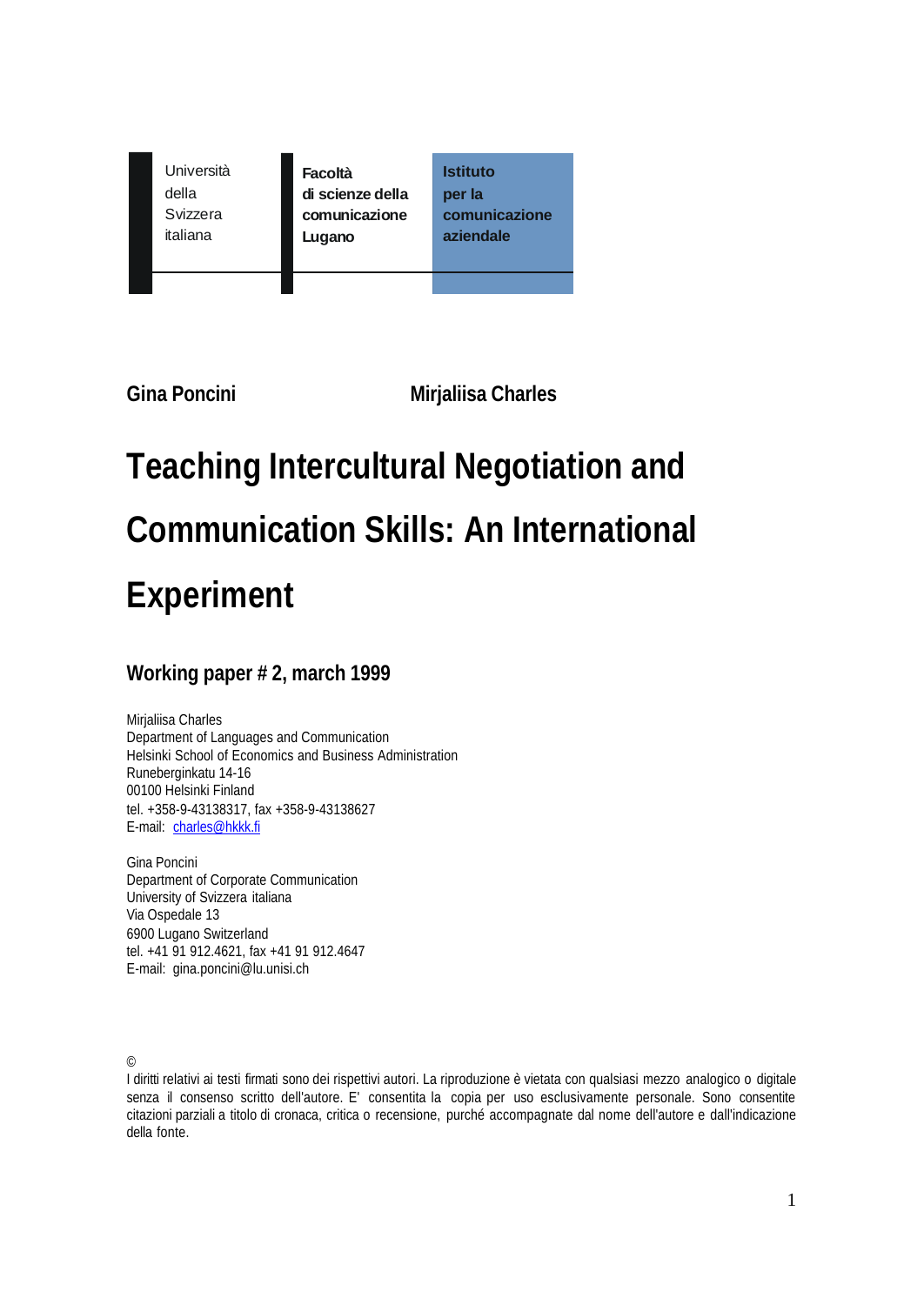Università della Svizzera italiana

**Facoltà di scienze della comunicazione Lugano**

**Istituto per la comunicazione aziendale**

**Gina Poncini** **Mirjaliisa Charles**

# Teaching Intercultural Negotiation and Communication Skills: An International Experiment

## Working paper # 2, march 1999

Mirjaliisa Charles
Department of Languages and Communication
Helsinki School of Economics and Business Administration
Runeberginkatu 14-16
00100 Helsinki Finland
tel. +358-9-43138317, fax +358-9-43138627
E-mail: charles@hkkk.fi

Gina Poncini
Department of Corporate Communication
University of Svizzera italiana
Via Ospedale 13
6900 Lugano Switzerland
tel. +41 91 912.4621, fax +41 91 912.4647
E-mail: gina.poncini@lu.unisi.ch

©
I diritti relativi ai testi firmati sono dei rispettivi autori. La riproduzione è vietata con qualsiasi mezzo analogico o digitale senza il consenso scritto dell'autore. E' consentita la copia per uso esclusivamente personale. Sono consentite citazioni parziali a titolo di cronaca, critica o recensione, purché accompagnate dal nome dell'autore e dall'indicazione della fonte.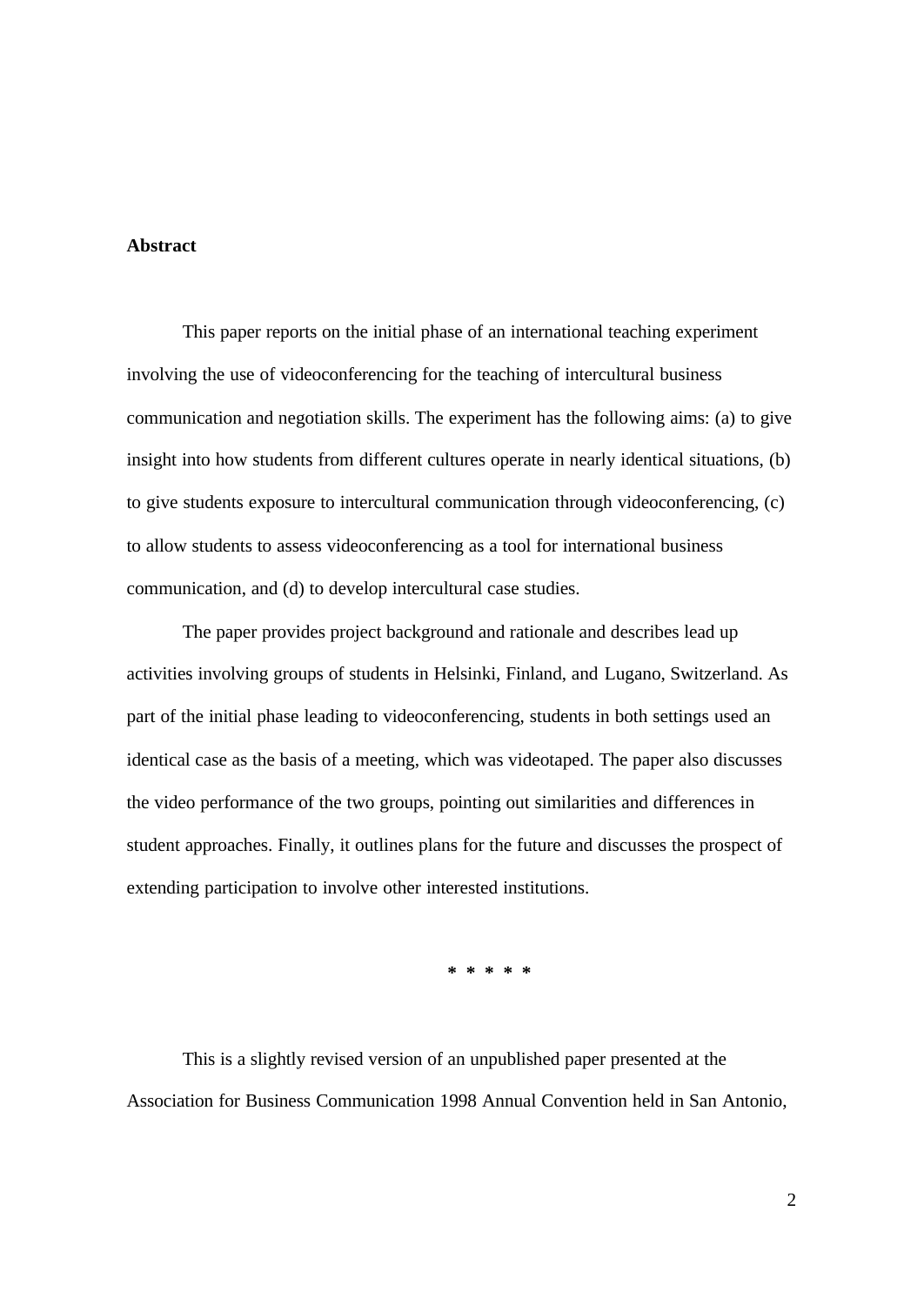**Abstract**

This paper reports on the initial phase of an international teaching experiment involving the use of videoconferencing for the teaching of intercultural business communication and negotiation skills. The experiment has the following aims: (a) to give insight into how students from different cultures operate in nearly identical situations, (b) to give students exposure to intercultural communication through videoconferencing, (c) to allow students to assess videoconferencing as a tool for international business communication, and (d) to develop intercultural case studies.

The paper provides project background and rationale and describes lead up activities involving groups of students in Helsinki, Finland, and Lugano, Switzerland. As part of the initial phase leading to videoconferencing, students in both settings used an identical case as the basis of a meeting, which was videotaped. The paper also discusses the video performance of the two groups, pointing out similarities and differences in student approaches. Finally, it outlines plans for the future and discusses the prospect of extending participation to involve other interested institutions.

\* \* \* \* \*

This is a slightly revised version of an unpublished paper presented at the Association for Business Communication 1998 Annual Convention held in San Antonio,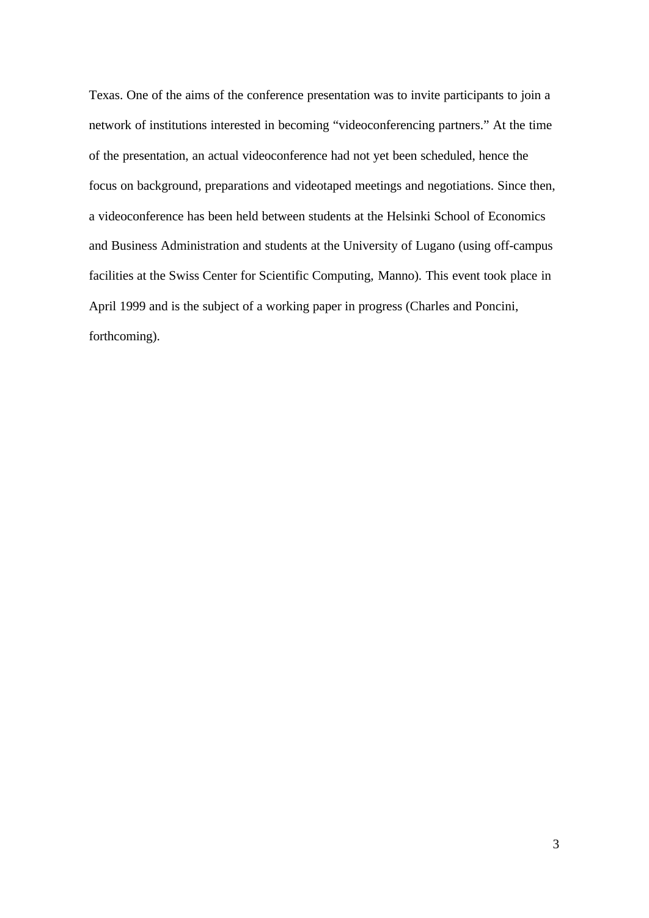Texas. One of the aims of the conference presentation was to invite participants to join a network of institutions interested in becoming "videoconferencing partners." At the time of the presentation, an actual videoconference had not yet been scheduled, hence the focus on background, preparations and videotaped meetings and negotiations. Since then, a videoconference has been held between students at the Helsinki School of Economics and Business Administration and students at the University of Lugano (using off-campus facilities at the Swiss Center for Scientific Computing, Manno). This event took place in April 1999 and is the subject of a working paper in progress (Charles and Poncini, forthcoming).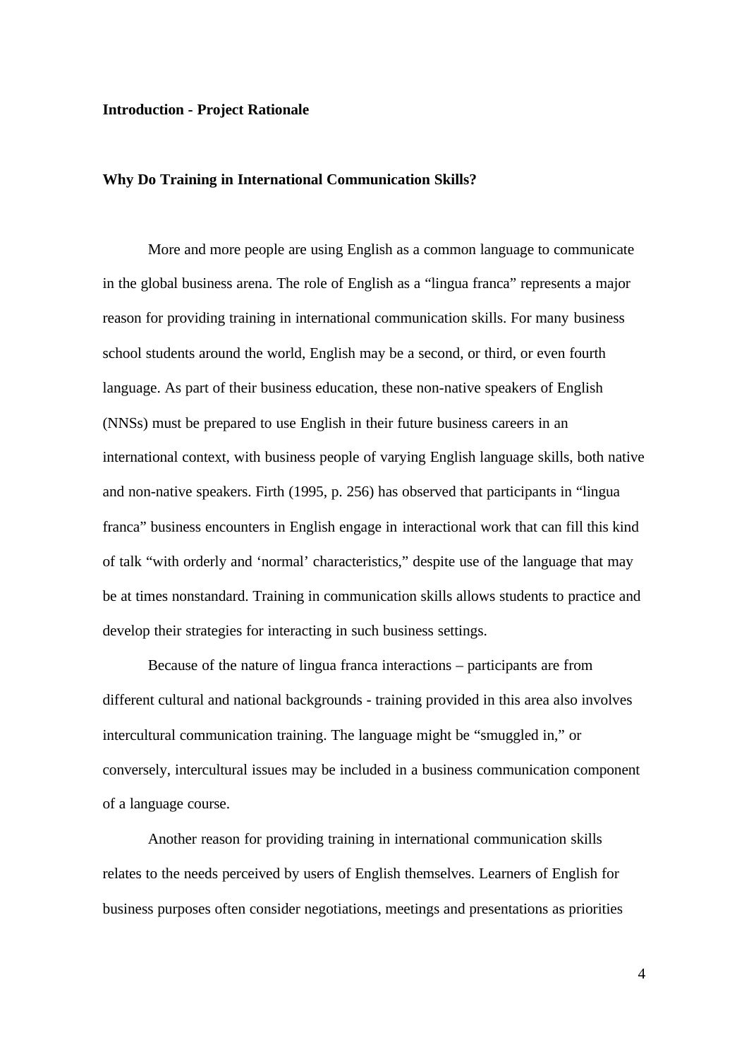## Introduction - Project Rationale

### Why Do Training in International Communication Skills?

More and more people are using English as a common language to communicate in the global business arena. The role of English as a “lingua franca” represents a major reason for providing training in international communication skills. For many business school students around the world, English may be a second, or third, or even fourth language. As part of their business education, these non-native speakers of English (NNSs) must be prepared to use English in their future business careers in an international context, with business people of varying English language skills, both native and non-native speakers. Firth (1995, p. 256) has observed that participants in “lingua franca” business encounters in English engage in interactional work that can fill this kind of talk “with orderly and ‘normal’ characteristics,” despite use of the language that may be at times nonstandard. Training in communication skills allows students to practice and develop their strategies for interacting in such business settings.

Because of the nature of lingua franca interactions – participants are from different cultural and national backgrounds - training provided in this area also involves intercultural communication training. The language might be “smuggled in,” or conversely, intercultural issues may be included in a business communication component of a language course.

Another reason for providing training in international communication skills relates to the needs perceived by users of English themselves. Learners of English for business purposes often consider negotiations, meetings and presentations as priorities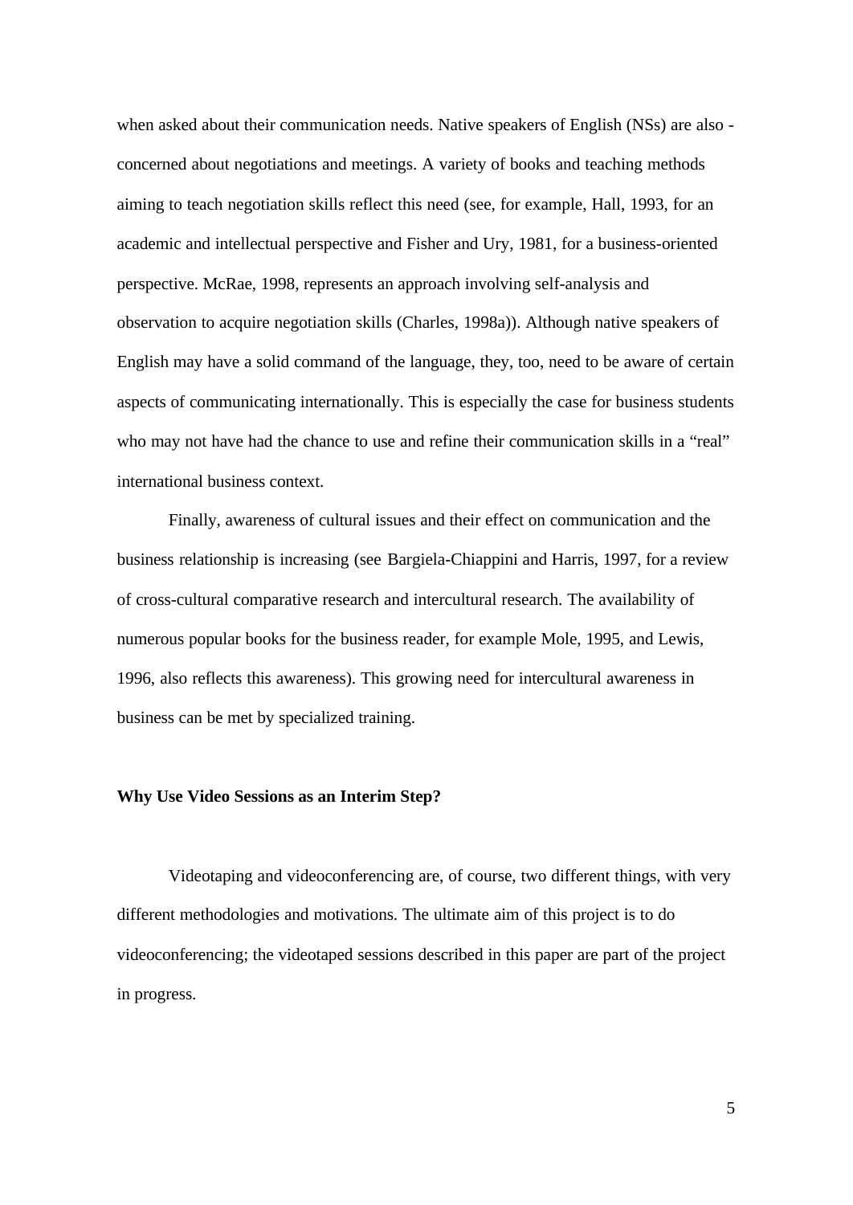when asked about their communication needs. Native speakers of English (NSs) are also - concerned about negotiations and meetings. A variety of books and teaching methods aiming to teach negotiation skills reflect this need (see, for example, Hall, 1993, for an academic and intellectual perspective and Fisher and Ury, 1981, for a business-oriented perspective. McRae, 1998, represents an approach involving self-analysis and observation to acquire negotiation skills (Charles, 1998a)). Although native speakers of English may have a solid command of the language, they, too, need to be aware of certain aspects of communicating internationally. This is especially the case for business students who may not have had the chance to use and refine their communication skills in a "real" international business context.

Finally, awareness of cultural issues and their effect on communication and the business relationship is increasing (see Bargiela-Chiappini and Harris, 1997, for a review of cross-cultural comparative research and intercultural research. The availability of numerous popular books for the business reader, for example Mole, 1995, and Lewis, 1996, also reflects this awareness). This growing need for intercultural awareness in business can be met by specialized training.

**Why Use Video Sessions as an Interim Step?**

Videotaping and videoconferencing are, of course, two different things, with very different methodologies and motivations. The ultimate aim of this project is to do videoconferencing; the videotaped sessions described in this paper are part of the project in progress.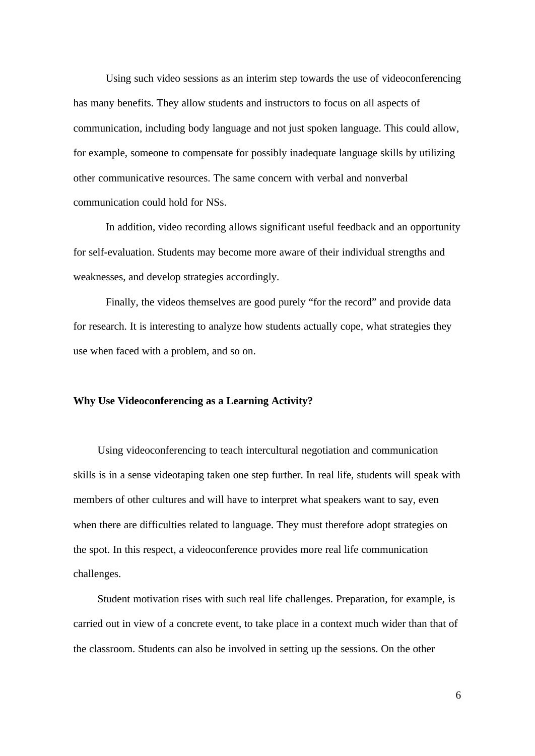Using such video sessions as an interim step towards the use of videoconferencing has many benefits. They allow students and instructors to focus on all aspects of communication, including body language and not just spoken language. This could allow, for example, someone to compensate for possibly inadequate language skills by utilizing other communicative resources. The same concern with verbal and nonverbal communication could hold for NSs.

In addition, video recording allows significant useful feedback and an opportunity for self-evaluation. Students may become more aware of their individual strengths and weaknesses, and develop strategies accordingly.

Finally, the videos themselves are good purely "for the record" and provide data for research. It is interesting to analyze how students actually cope, what strategies they use when faced with a problem, and so on.

**Why Use Videoconferencing as a Learning Activity?**

Using videoconferencing to teach intercultural negotiation and communication skills is in a sense videotaping taken one step further. In real life, students will speak with members of other cultures and will have to interpret what speakers want to say, even when there are difficulties related to language. They must therefore adopt strategies on the spot. In this respect, a videoconference provides more real life communication challenges.

Student motivation rises with such real life challenges. Preparation, for example, is carried out in view of a concrete event, to take place in a context much wider than that of the classroom. Students can also be involved in setting up the sessions. On the other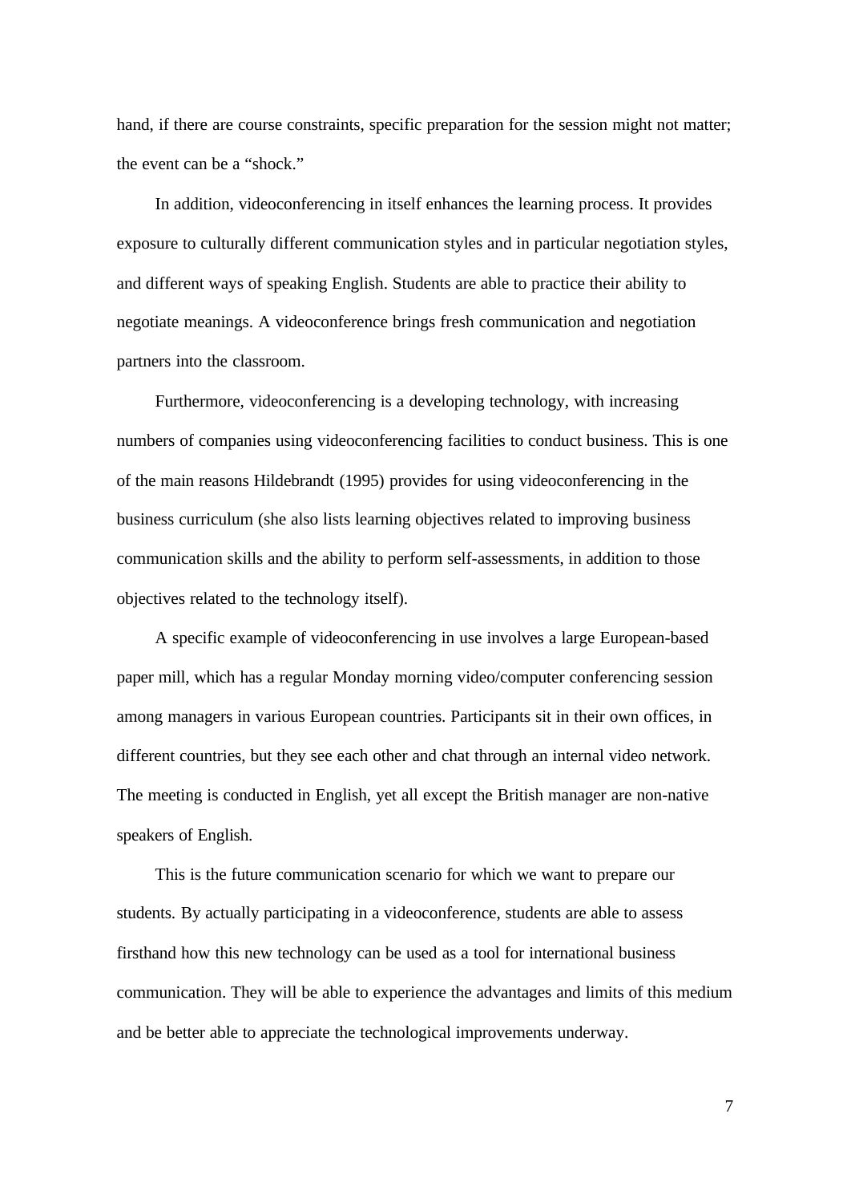hand, if there are course constraints, specific preparation for the session might not matter; the event can be a "shock."

In addition, videoconferencing in itself enhances the learning process. It provides exposure to culturally different communication styles and in particular negotiation styles, and different ways of speaking English. Students are able to practice their ability to negotiate meanings. A videoconference brings fresh communication and negotiation partners into the classroom.

Furthermore, videoconferencing is a developing technology, with increasing numbers of companies using videoconferencing facilities to conduct business. This is one of the main reasons Hildebrandt (1995) provides for using videoconferencing in the business curriculum (she also lists learning objectives related to improving business communication skills and the ability to perform self-assessments, in addition to those objectives related to the technology itself).

A specific example of videoconferencing in use involves a large European-based paper mill, which has a regular Monday morning video/computer conferencing session among managers in various European countries. Participants sit in their own offices, in different countries, but they see each other and chat through an internal video network. The meeting is conducted in English, yet all except the British manager are non-native speakers of English.

This is the future communication scenario for which we want to prepare our students. By actually participating in a videoconference, students are able to assess firsthand how this new technology can be used as a tool for international business communication. They will be able to experience the advantages and limits of this medium and be better able to appreciate the technological improvements underway.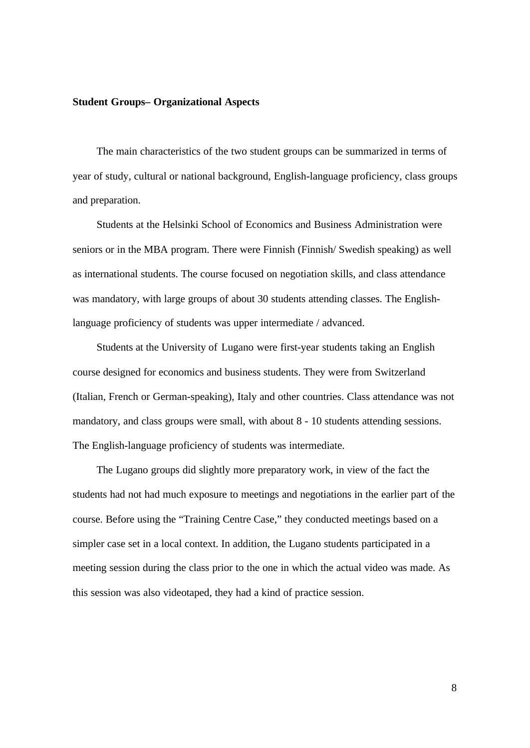**Student Groups– Organizational Aspects**

The main characteristics of the two student groups can be summarized in terms of year of study, cultural or national background, English-language proficiency, class groups and preparation.

Students at the Helsinki School of Economics and Business Administration were seniors or in the MBA program. There were Finnish (Finnish/ Swedish speaking) as well as international students. The course focused on negotiation skills, and class attendance was mandatory, with large groups of about 30 students attending classes. The English-language proficiency of students was upper intermediate / advanced.

Students at the University of Lugano were first-year students taking an English course designed for economics and business students. They were from Switzerland (Italian, French or German-speaking), Italy and other countries. Class attendance was not mandatory, and class groups were small, with about 8 - 10 students attending sessions. The English-language proficiency of students was intermediate.

The Lugano groups did slightly more preparatory work, in view of the fact the students had not had much exposure to meetings and negotiations in the earlier part of the course. Before using the "Training Centre Case," they conducted meetings based on a simpler case set in a local context. In addition, the Lugano students participated in a meeting session during the class prior to the one in which the actual video was made. As this session was also videotaped, they had a kind of practice session.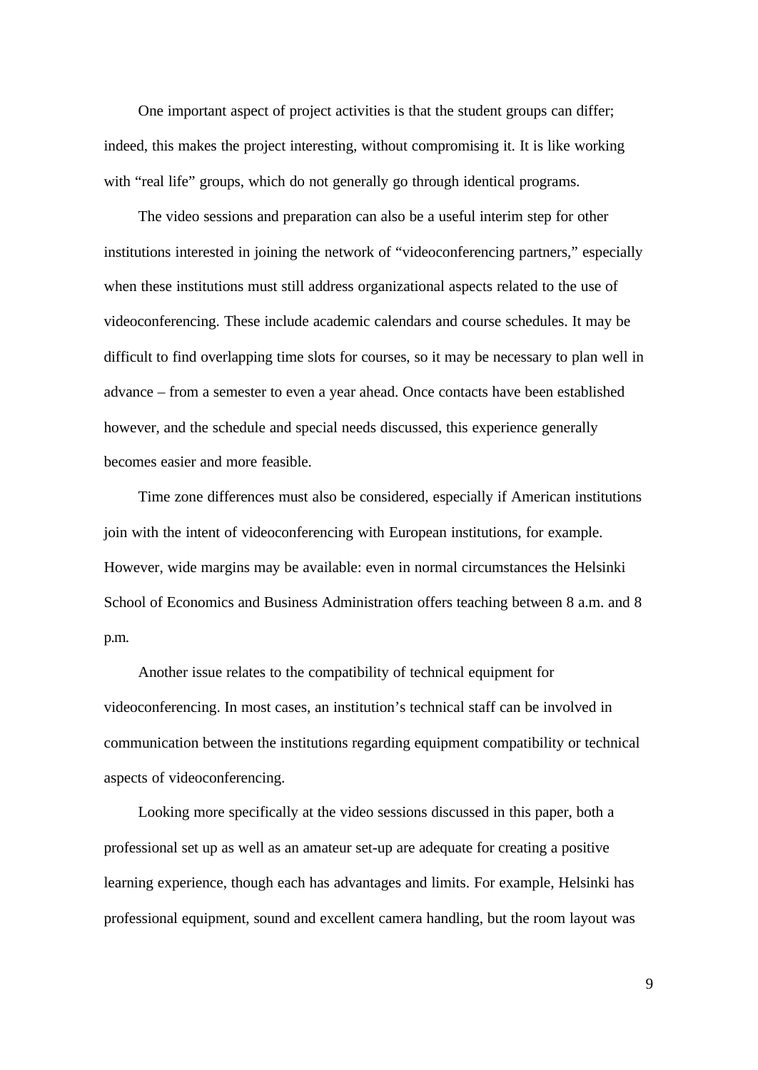One important aspect of project activities is that the student groups can differ; indeed, this makes the project interesting, without compromising it. It is like working with “real life” groups, which do not generally go through identical programs.

The video sessions and preparation can also be a useful interim step for other institutions interested in joining the network of “videoconferencing partners,” especially when these institutions must still address organizational aspects related to the use of videoconferencing. These include academic calendars and course schedules. It may be difficult to find overlapping time slots for courses, so it may be necessary to plan well in advance – from a semester to even a year ahead. Once contacts have been established however, and the schedule and special needs discussed, this experience generally becomes easier and more feasible.

Time zone differences must also be considered, especially if American institutions join with the intent of videoconferencing with European institutions, for example. However, wide margins may be available: even in normal circumstances the Helsinki School of Economics and Business Administration offers teaching between 8 a.m. and 8 p.m.

Another issue relates to the compatibility of technical equipment for videoconferencing. In most cases, an institution’s technical staff can be involved in communication between the institutions regarding equipment compatibility or technical aspects of videoconferencing.

Looking more specifically at the video sessions discussed in this paper, both a professional set up as well as an amateur set-up are adequate for creating a positive learning experience, though each has advantages and limits. For example, Helsinki has professional equipment, sound and excellent camera handling, but the room layout was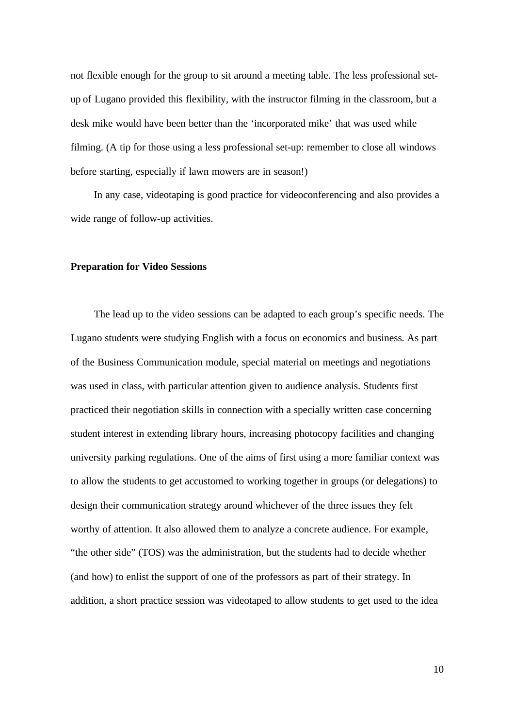not flexible enough for the group to sit around a meeting table. The less professional set-up of Lugano provided this flexibility, with the instructor filming in the classroom, but a desk mike would have been better than the 'incorporated mike' that was used while filming. (A tip for those using a less professional set-up: remember to close all windows before starting, especially if lawn mowers are in season!)

In any case, videotaping is good practice for videoconferencing and also provides a wide range of follow-up activities.

**Preparation for Video Sessions**

The lead up to the video sessions can be adapted to each group's specific needs. The Lugano students were studying English with a focus on economics and business. As part of the Business Communication module, special material on meetings and negotiations was used in class, with particular attention given to audience analysis. Students first practiced their negotiation skills in connection with a specially written case concerning student interest in extending library hours, increasing photocopy facilities and changing university parking regulations. One of the aims of first using a more familiar context was to allow the students to get accustomed to working together in groups (or delegations) to design their communication strategy around whichever of the three issues they felt worthy of attention. It also allowed them to analyze a concrete audience. For example, "the other side" (TOS) was the administration, but the students had to decide whether (and how) to enlist the support of one of the professors as part of their strategy. In addition, a short practice session was videotaped to allow students to get used to the idea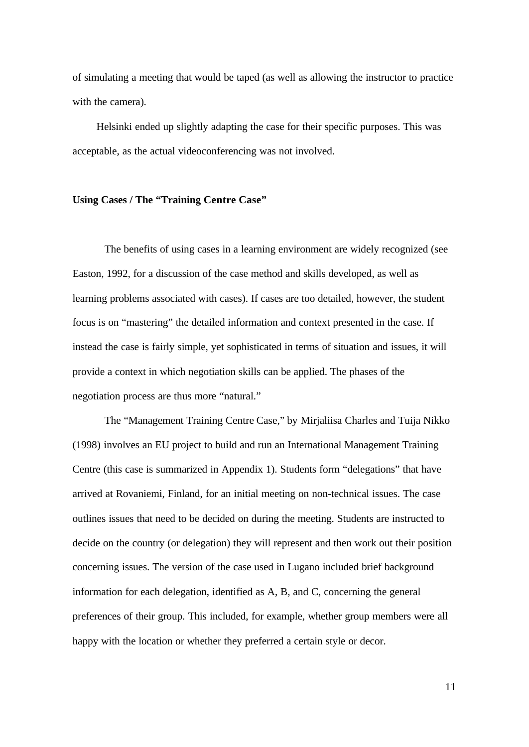of simulating a meeting that would be taped (as well as allowing the instructor to practice with the camera).

Helsinki ended up slightly adapting the case for their specific purposes. This was acceptable, as the actual videoconferencing was not involved.

**Using Cases / The "Training Centre Case"**

The benefits of using cases in a learning environment are widely recognized (see Easton, 1992, for a discussion of the case method and skills developed, as well as learning problems associated with cases). If cases are too detailed, however, the student focus is on "mastering" the detailed information and context presented in the case. If instead the case is fairly simple, yet sophisticated in terms of situation and issues, it will provide a context in which negotiation skills can be applied. The phases of the negotiation process are thus more "natural."

The "Management Training Centre Case," by Mirjaliisa Charles and Tuija Nikko (1998) involves an EU project to build and run an International Management Training Centre (this case is summarized in Appendix 1). Students form "delegations" that have arrived at Rovaniemi, Finland, for an initial meeting on non-technical issues. The case outlines issues that need to be decided on during the meeting. Students are instructed to decide on the country (or delegation) they will represent and then work out their position concerning issues. The version of the case used in Lugano included brief background information for each delegation, identified as A, B, and C, concerning the general preferences of their group. This included, for example, whether group members were all happy with the location or whether they preferred a certain style or decor.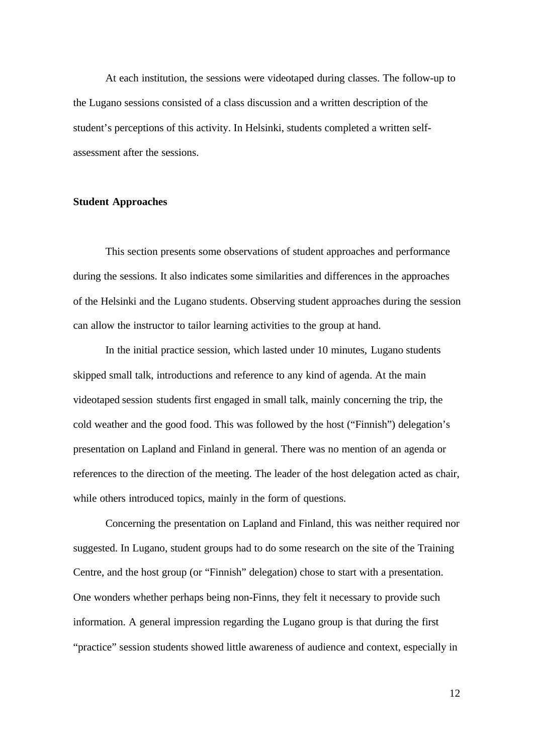At each institution, the sessions were videotaped during classes. The follow-up to the Lugano sessions consisted of a class discussion and a written description of the student's perceptions of this activity. In Helsinki, students completed a written self-assessment after the sessions.

**Student Approaches**

This section presents some observations of student approaches and performance during the sessions. It also indicates some similarities and differences in the approaches of the Helsinki and the Lugano students. Observing student approaches during the session can allow the instructor to tailor learning activities to the group at hand.

In the initial practice session, which lasted under 10 minutes, Lugano students skipped small talk, introductions and reference to any kind of agenda. At the main videotaped session students first engaged in small talk, mainly concerning the trip, the cold weather and the good food. This was followed by the host ("Finnish") delegation's presentation on Lapland and Finland in general. There was no mention of an agenda or references to the direction of the meeting. The leader of the host delegation acted as chair, while others introduced topics, mainly in the form of questions.

Concerning the presentation on Lapland and Finland, this was neither required nor suggested. In Lugano, student groups had to do some research on the site of the Training Centre, and the host group (or "Finnish" delegation) chose to start with a presentation. One wonders whether perhaps being non-Finns, they felt it necessary to provide such information. A general impression regarding the Lugano group is that during the first "practice" session students showed little awareness of audience and context, especially in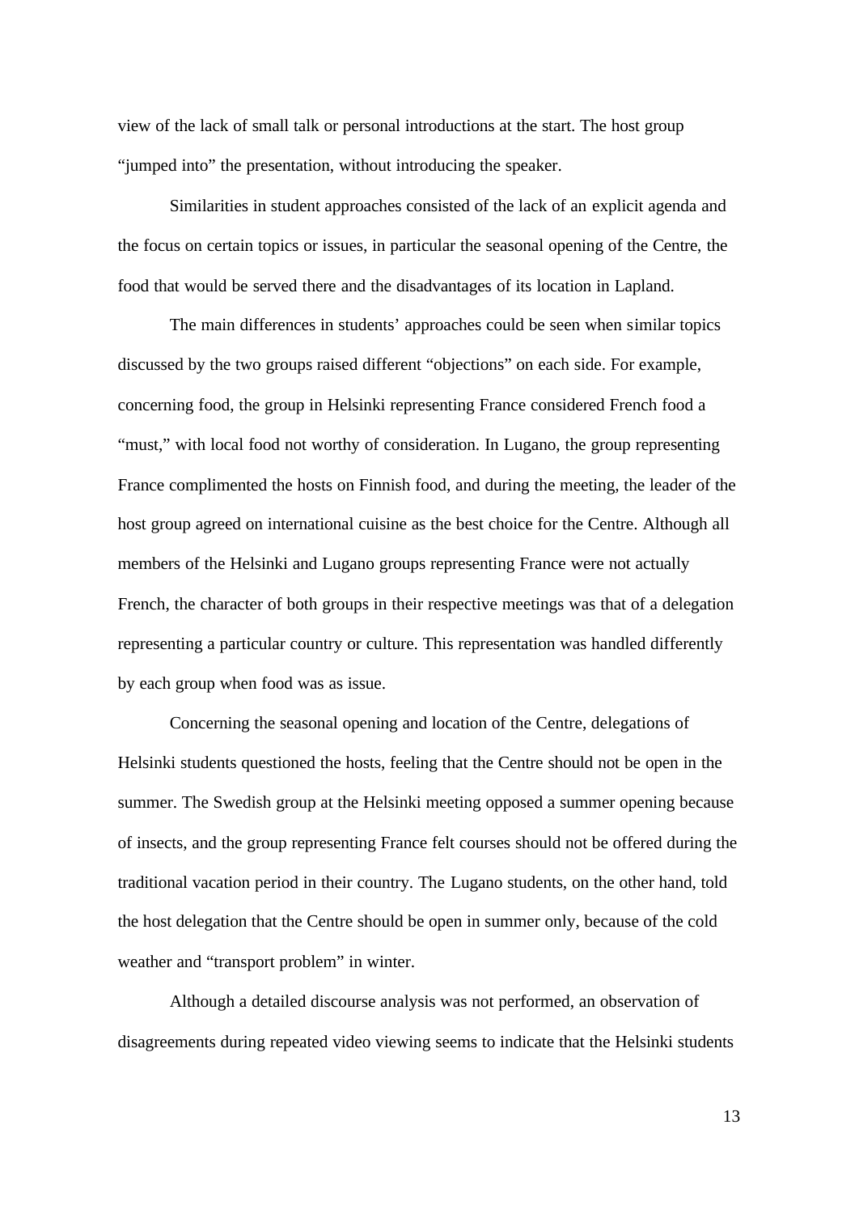view of the lack of small talk or personal introductions at the start. The host group "jumped into" the presentation, without introducing the speaker.

Similarities in student approaches consisted of the lack of an explicit agenda and the focus on certain topics or issues, in particular the seasonal opening of the Centre, the food that would be served there and the disadvantages of its location in Lapland.

The main differences in students' approaches could be seen when similar topics discussed by the two groups raised different "objections" on each side. For example, concerning food, the group in Helsinki representing France considered French food a "must," with local food not worthy of consideration. In Lugano, the group representing France complimented the hosts on Finnish food, and during the meeting, the leader of the host group agreed on international cuisine as the best choice for the Centre. Although all members of the Helsinki and Lugano groups representing France were not actually French, the character of both groups in their respective meetings was that of a delegation representing a particular country or culture. This representation was handled differently by each group when food was as issue.

Concerning the seasonal opening and location of the Centre, delegations of Helsinki students questioned the hosts, feeling that the Centre should not be open in the summer. The Swedish group at the Helsinki meeting opposed a summer opening because of insects, and the group representing France felt courses should not be offered during the traditional vacation period in their country. The Lugano students, on the other hand, told the host delegation that the Centre should be open in summer only, because of the cold weather and "transport problem" in winter.

Although a detailed discourse analysis was not performed, an observation of disagreements during repeated video viewing seems to indicate that the Helsinki students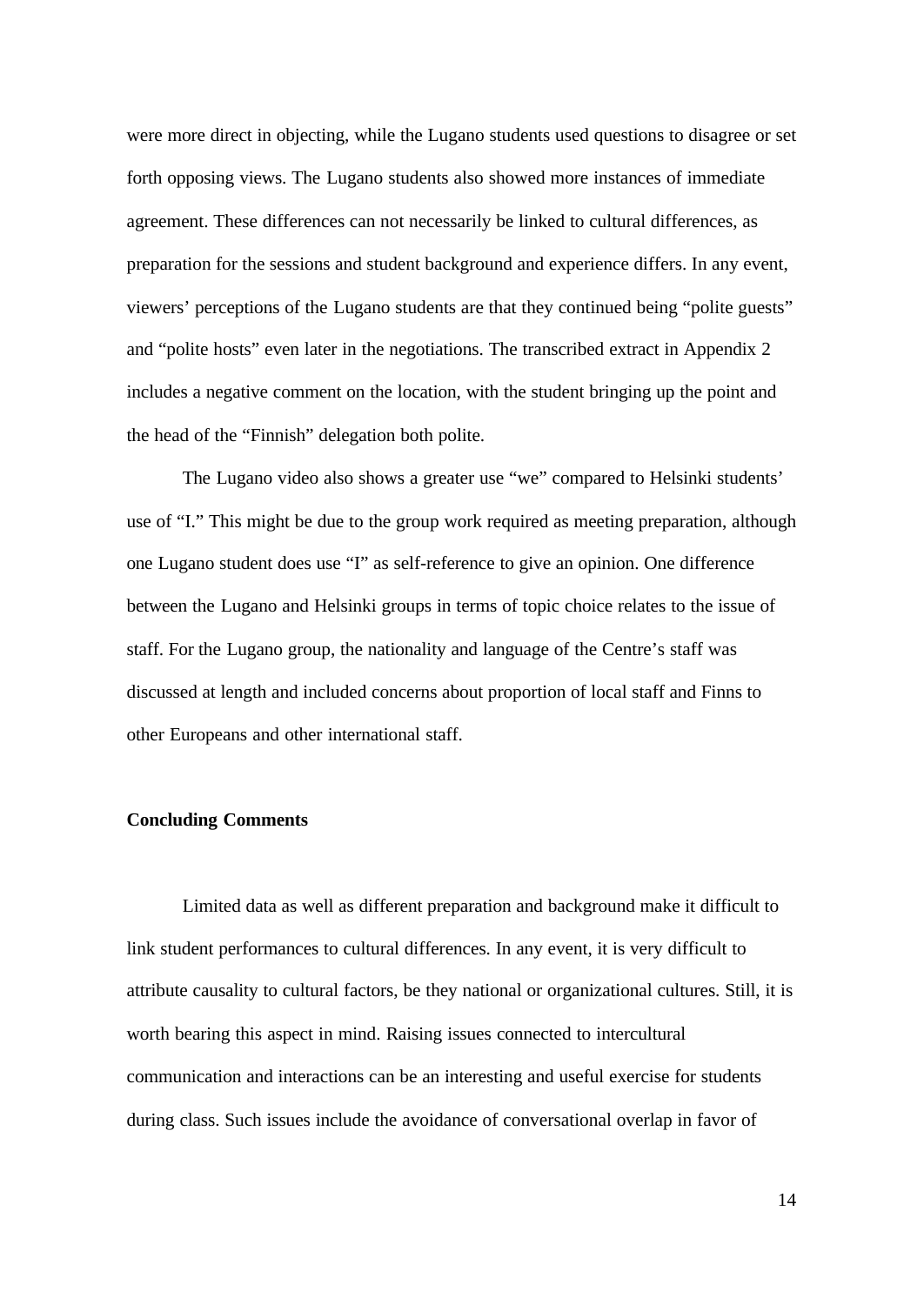were more direct in objecting, while the Lugano students used questions to disagree or set forth opposing views. The Lugano students also showed more instances of immediate agreement. These differences can not necessarily be linked to cultural differences, as preparation for the sessions and student background and experience differs. In any event, viewers' perceptions of the Lugano students are that they continued being "polite guests" and "polite hosts" even later in the negotiations. The transcribed extract in Appendix 2 includes a negative comment on the location, with the student bringing up the point and the head of the "Finnish" delegation both polite.

The Lugano video also shows a greater use "we" compared to Helsinki students' use of "I." This might be due to the group work required as meeting preparation, although one Lugano student does use "I" as self-reference to give an opinion. One difference between the Lugano and Helsinki groups in terms of topic choice relates to the issue of staff. For the Lugano group, the nationality and language of the Centre's staff was discussed at length and included concerns about proportion of local staff and Finns to other Europeans and other international staff.

## Concluding Comments

Limited data as well as different preparation and background make it difficult to link student performances to cultural differences. In any event, it is very difficult to attribute causality to cultural factors, be they national or organizational cultures. Still, it is worth bearing this aspect in mind. Raising issues connected to intercultural communication and interactions can be an interesting and useful exercise for students during class. Such issues include the avoidance of conversational overlap in favor of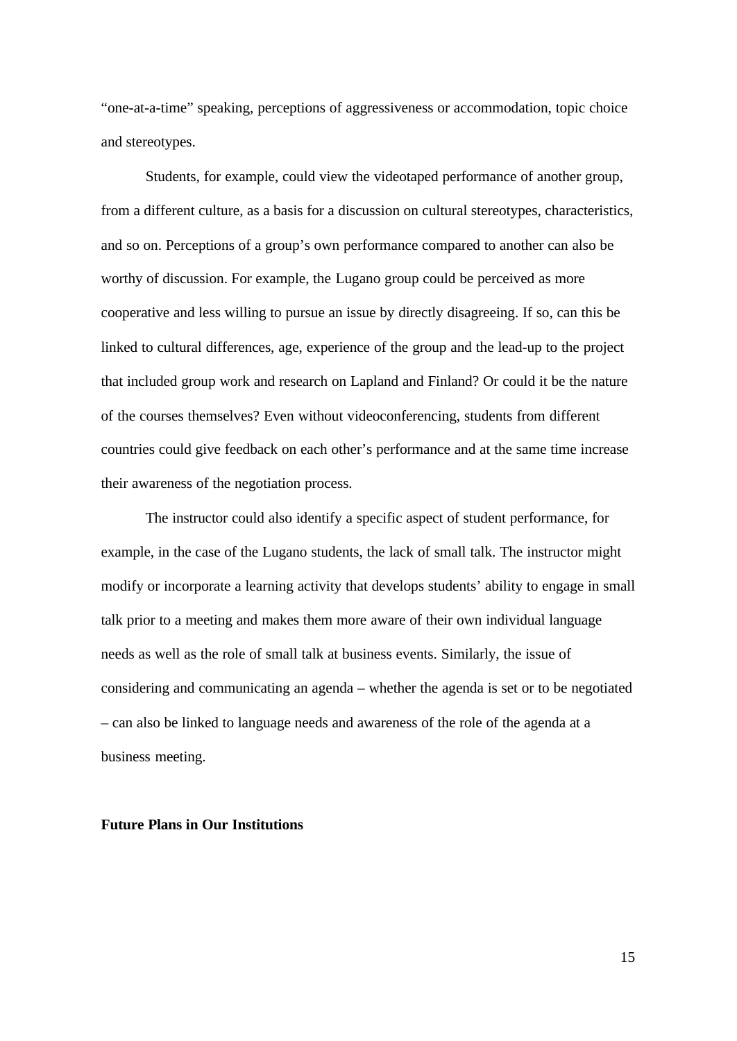"one-at-a-time" speaking, perceptions of aggressiveness or accommodation, topic choice and stereotypes.

Students, for example, could view the videotaped performance of another group, from a different culture, as a basis for a discussion on cultural stereotypes, characteristics, and so on. Perceptions of a group's own performance compared to another can also be worthy of discussion. For example, the Lugano group could be perceived as more cooperative and less willing to pursue an issue by directly disagreeing. If so, can this be linked to cultural differences, age, experience of the group and the lead-up to the project that included group work and research on Lapland and Finland? Or could it be the nature of the courses themselves? Even without videoconferencing, students from different countries could give feedback on each other's performance and at the same time increase their awareness of the negotiation process.

The instructor could also identify a specific aspect of student performance, for example, in the case of the Lugano students, the lack of small talk. The instructor might modify or incorporate a learning activity that develops students' ability to engage in small talk prior to a meeting and makes them more aware of their own individual language needs as well as the role of small talk at business events. Similarly, the issue of considering and communicating an agenda – whether the agenda is set or to be negotiated – can also be linked to language needs and awareness of the role of the agenda at a business meeting.

**Future Plans in Our Institutions**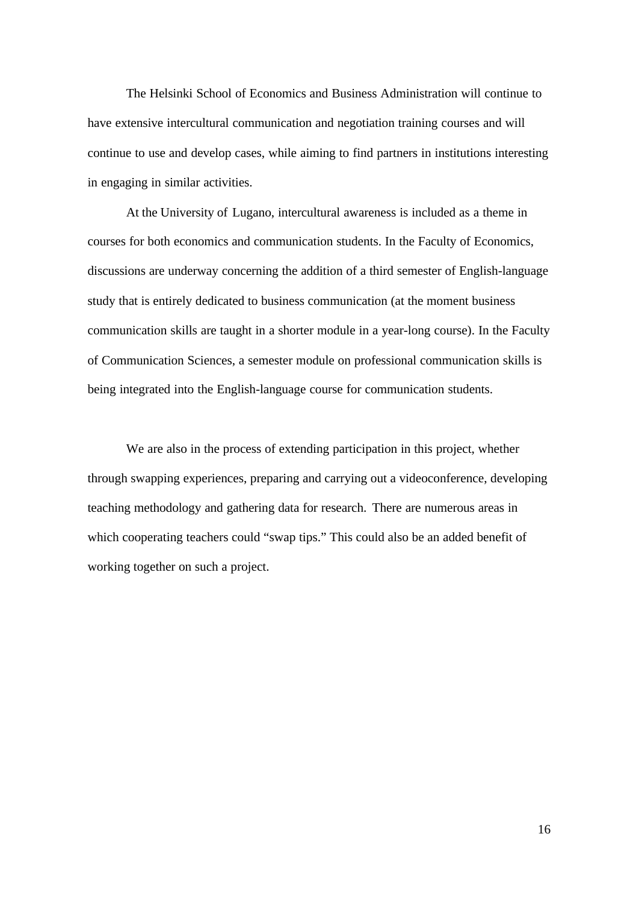The Helsinki School of Economics and Business Administration will continue to have extensive intercultural communication and negotiation training courses and will continue to use and develop cases, while aiming to find partners in institutions interesting in engaging in similar activities.

At the University of Lugano, intercultural awareness is included as a theme in courses for both economics and communication students. In the Faculty of Economics, discussions are underway concerning the addition of a third semester of English-language study that is entirely dedicated to business communication (at the moment business communication skills are taught in a shorter module in a year-long course). In the Faculty of Communication Sciences, a semester module on professional communication skills is being integrated into the English-language course for communication students.

We are also in the process of extending participation in this project, whether through swapping experiences, preparing and carrying out a videoconference, developing teaching methodology and gathering data for research. There are numerous areas in which cooperating teachers could "swap tips." This could also be an added benefit of working together on such a project.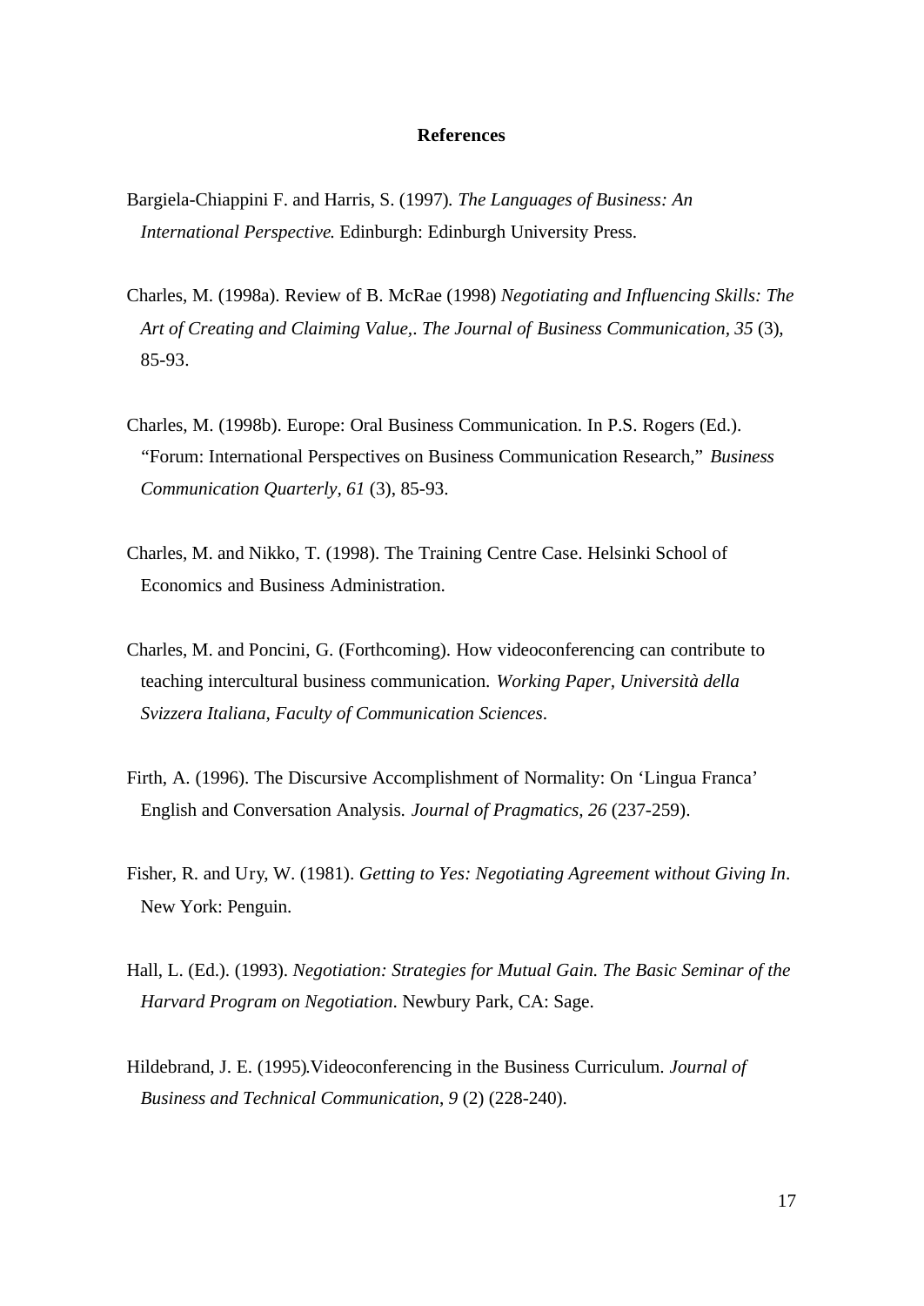**References**

Bargiela-Chiappini F. and Harris, S. (1997). *The Languages of Business: An International Perspective*. Edinburgh: Edinburgh University Press.

Charles, M. (1998a). Review of B. McRae (1998) *Negotiating and Influencing Skills: The Art of Creating and Claiming Value,. The Journal of Business Communication, 35* (3), 85-93.

Charles, M. (1998b). Europe: Oral Business Communication. In P.S. Rogers (Ed.). “Forum: International Perspectives on Business Communication Research,” *Business Communication Quarterly, 61* (3), 85-93.

Charles, M. and Nikko, T. (1998). The Training Centre Case. Helsinki School of Economics and Business Administration.

Charles, M. and Poncini, G. (Forthcoming). How videoconferencing can contribute to teaching intercultural business communication. *Working Paper, Università della Svizzera Italiana, Faculty of Communication Sciences*.

Firth, A. (1996). The Discursive Accomplishment of Normality: On ‘Lingua Franca’ English and Conversation Analysis. *Journal of Pragmatics, 26* (237-259).

Fisher, R. and Ury, W. (1981). *Getting to Yes: Negotiating Agreement without Giving In*. New York: Penguin.

Hall, L. (Ed.). (1993). *Negotiation: Strategies for Mutual Gain. The Basic Seminar of the Harvard Program on Negotiation*. Newbury Park, CA: Sage.

Hildebrand, J. E. (1995). Videoconferencing in the Business Curriculum. *Journal of Business and Technical Communication*, *9* (2) (228-240).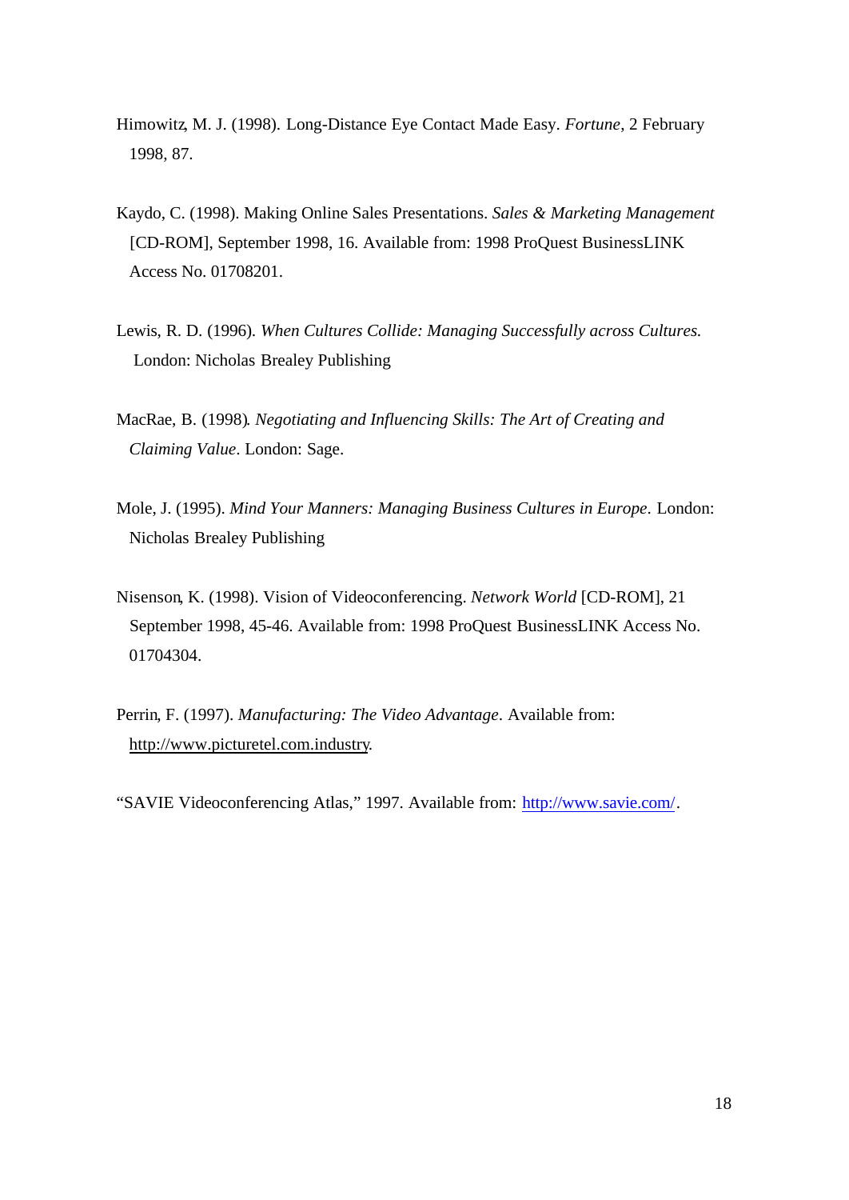Himowitz, M. J. (1998). Long-Distance Eye Contact Made Easy. *Fortune*, 2 February 1998, 87.

Kaydo, C. (1998). Making Online Sales Presentations. *Sales & Marketing Management* [CD-ROM], September 1998, 16. Available from: 1998 ProQuest BusinessLINK Access No. 01708201.

Lewis, R. D. (1996). *When Cultures Collide: Managing Successfully across Cultures.* London: Nicholas Brealey Publishing

MacRae, B. (1998). *Negotiating and Influencing Skills: The Art of Creating and Claiming Value*. London: Sage.

Mole, J. (1995). *Mind Your Manners: Managing Business Cultures in Europe*. London: Nicholas Brealey Publishing

Nisenson, K. (1998). Vision of Videoconferencing. *Network World* [CD-ROM], 21 September 1998, 45-46. Available from: 1998 ProQuest BusinessLINK Access No. 01704304.

Perrin, F. (1997). *Manufacturing: The Video Advantage*. Available from: http://www.picturetel.com.industry.

"SAVIE Videoconferencing Atlas," 1997. Available from: http://www.savie.com/.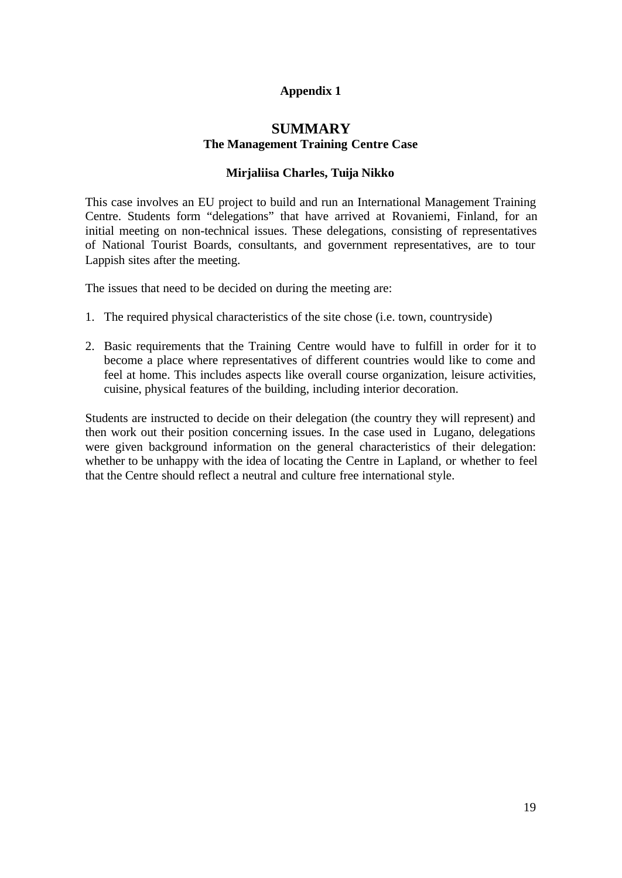**Appendix 1**

# SUMMARY

## The Management Training Centre Case

**Mirjaliisa Charles, Tuija Nikko**

This case involves an EU project to build and run an International Management Training Centre. Students form “delegations” that have arrived at Rovaniemi, Finland, for an initial meeting on non-technical issues. These delegations, consisting of representatives of National Tourist Boards, consultants, and government representatives, are to tour Lappish sites after the meeting.

The issues that need to be decided on during the meeting are:

1. The required physical characteristics of the site chose (i.e. town, countryside)
2. Basic requirements that the Training Centre would have to fulfill in order for it to become a place where representatives of different countries would like to come and feel at home. This includes aspects like overall course organization, leisure activities, cuisine, physical features of the building, including interior decoration.

Students are instructed to decide on their delegation (the country they will represent) and then work out their position concerning issues. In the case used in Lugano, delegations were given background information on the general characteristics of their delegation: whether to be unhappy with the idea of locating the Centre in Lapland, or whether to feel that the Centre should reflect a neutral and culture free international style.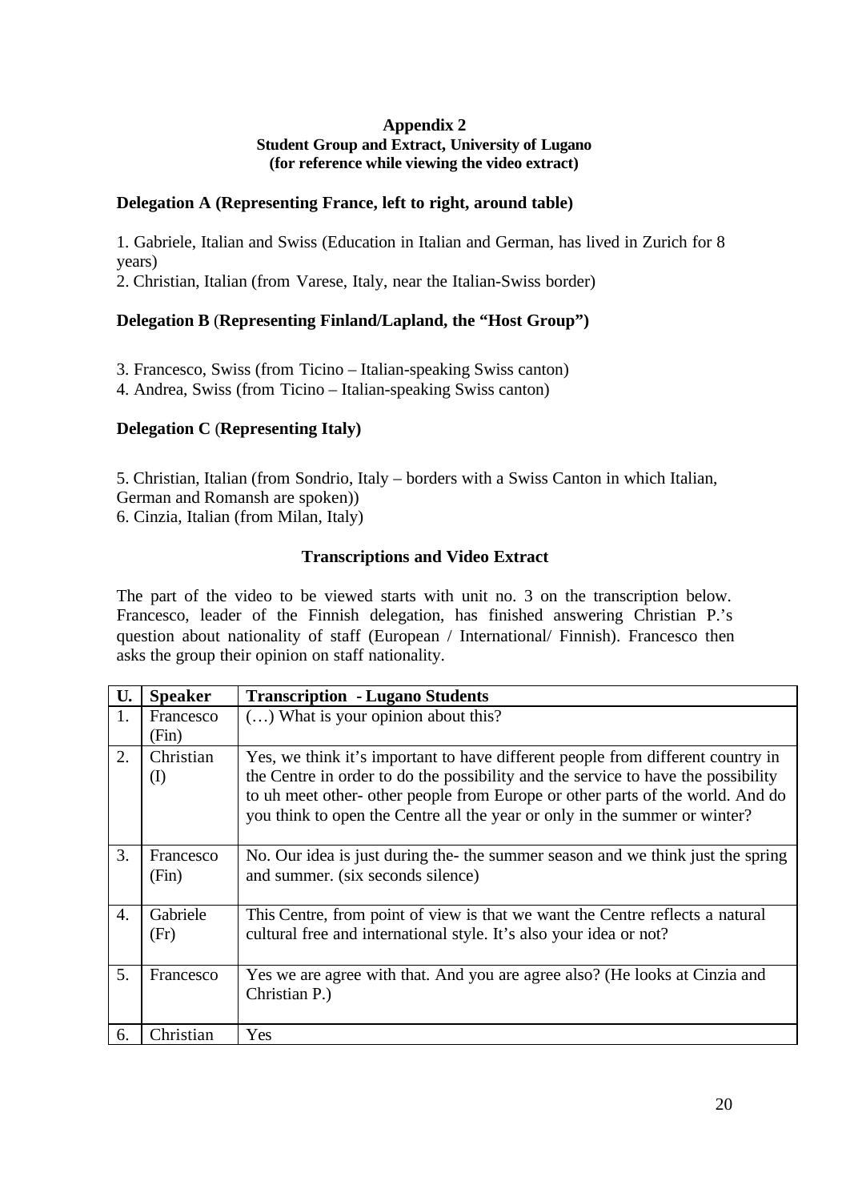**Appendix 2**
**Student Group and Extract, University of Lugano**
**(for reference while viewing the video extract)**

**Delegation A (Representing France, left to right, around table)**

1. Gabriele, Italian and Swiss (Education in Italian and German, has lived in Zurich for 8 years)
2. Christian, Italian (from Varese, Italy, near the Italian-Swiss border)

**Delegation B (Representing Finland/Lapland, the "Host Group")**

3. Francesco, Swiss (from Ticino – Italian-speaking Swiss canton)
4. Andrea, Swiss (from Ticino – Italian-speaking Swiss canton)

**Delegation C (Representing Italy)**

5. Christian, Italian (from Sondrio, Italy – borders with a Swiss Canton in which Italian, German and Romansh are spoken))
6. Cinzia, Italian (from Milan, Italy)

**Transcriptions and Video Extract**

The part of the video to be viewed starts with unit no. 3 on the transcription below. Francesco, leader of the Finnish delegation, has finished answering Christian P.'s question about nationality of staff (European / International/ Finnish). Francesco then asks the group their opinion on staff nationality.

| U. | Speaker | Transcription - Lugano Students |
|---|---|---|
| 1. | Francesco (Fin) | (…) What is your opinion about this? |
| 2. | Christian (I) | Yes, we think it's important to have different people from different country in the Centre in order to do the possibility and the service to have the possibility to uh meet other- other people from Europe or other parts of the world. And do you think to open the Centre all the year or only in the summer or winter? |
| 3. | Francesco (Fin) | No. Our idea is just during the- the summer season and we think just the spring and summer. (six seconds silence) |
| 4. | Gabriele (Fr) | This Centre, from point of view is that we want the Centre reflects a natural cultural free and international style. It's also your idea or not? |
| 5. | Francesco | Yes we are agree with that. And you are agree also? (He looks at Cinzia and Christian P.) |
| 6. | Christian | Yes |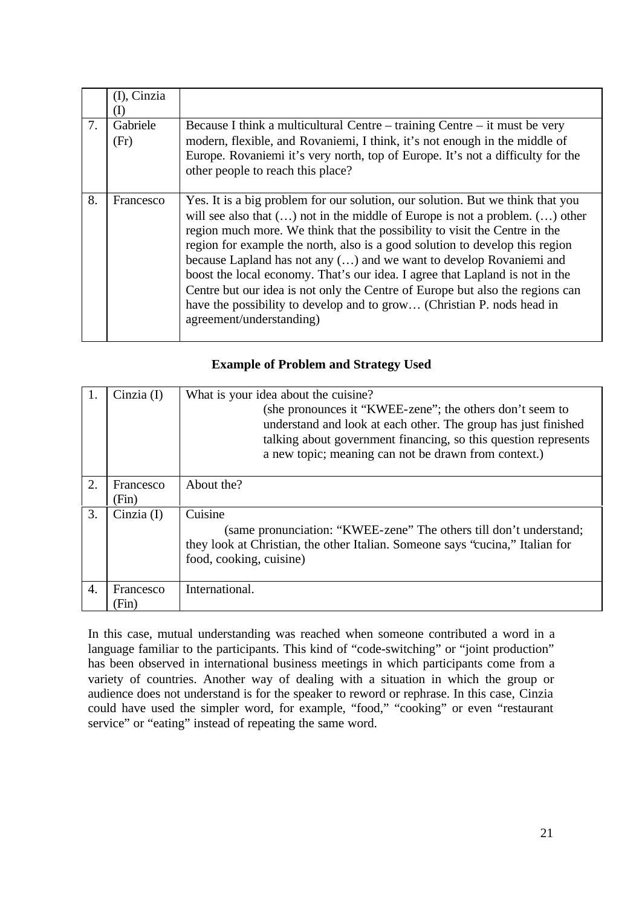|  |  |  |
|---|---|---|
|  | (I), Cinzia (I) |  |
| 7. | Gabriele (Fr) | Because I think a multicultural Centre – training Centre – it must be very modern, flexible, and Rovaniemi, I think, it's not enough in the middle of Europe. Rovaniemi it's very north, top of Europe. It's not a difficulty for the other people to reach this place? |
| 8. | Francesco | Yes. It is a big problem for our solution, our solution. But we think that you will see also that (…) not in the middle of Europe is not a problem. (…) other region much more. We think that the possibility to visit the Centre in the region for example the north, also is a good solution to develop this region because Lapland has not any (…) and we want to develop Rovaniemi and boost the local economy. That's our idea. I agree that Lapland is not in the Centre but our idea is not only the Centre of Europe but also the regions can have the possibility to develop and to grow… (Christian P. nods head in agreement/understanding) |

**Example of Problem and Strategy Used**

|  |  |  |
|---|---|---|
| 1. | Cinzia (I) | What is your idea about the cuisine? (she pronounces it "KWEE-zene"; the others don't seem to understand and look at each other. The group has just finished talking about government financing, so this question represents a new topic; meaning can not be drawn from context.) |
| 2. | Francesco (Fin) | About the? |
| 3. | Cinzia (I) | Cuisine (same pronunciation: "KWEE-zene" The others till don't understand; they look at Christian, the other Italian. Someone says "cucina," Italian for food, cooking, cuisine) |
| 4. | Francesco (Fin) | International. |

In this case, mutual understanding was reached when someone contributed a word in a language familiar to the participants. This kind of "code-switching" or "joint production" has been observed in international business meetings in which participants come from a variety of countries. Another way of dealing with a situation in which the group or audience does not understand is for the speaker to reword or rephrase. In this case, Cinzia could have used the simpler word, for example, "food," "cooking" or even "restaurant service" or "eating" instead of repeating the same word.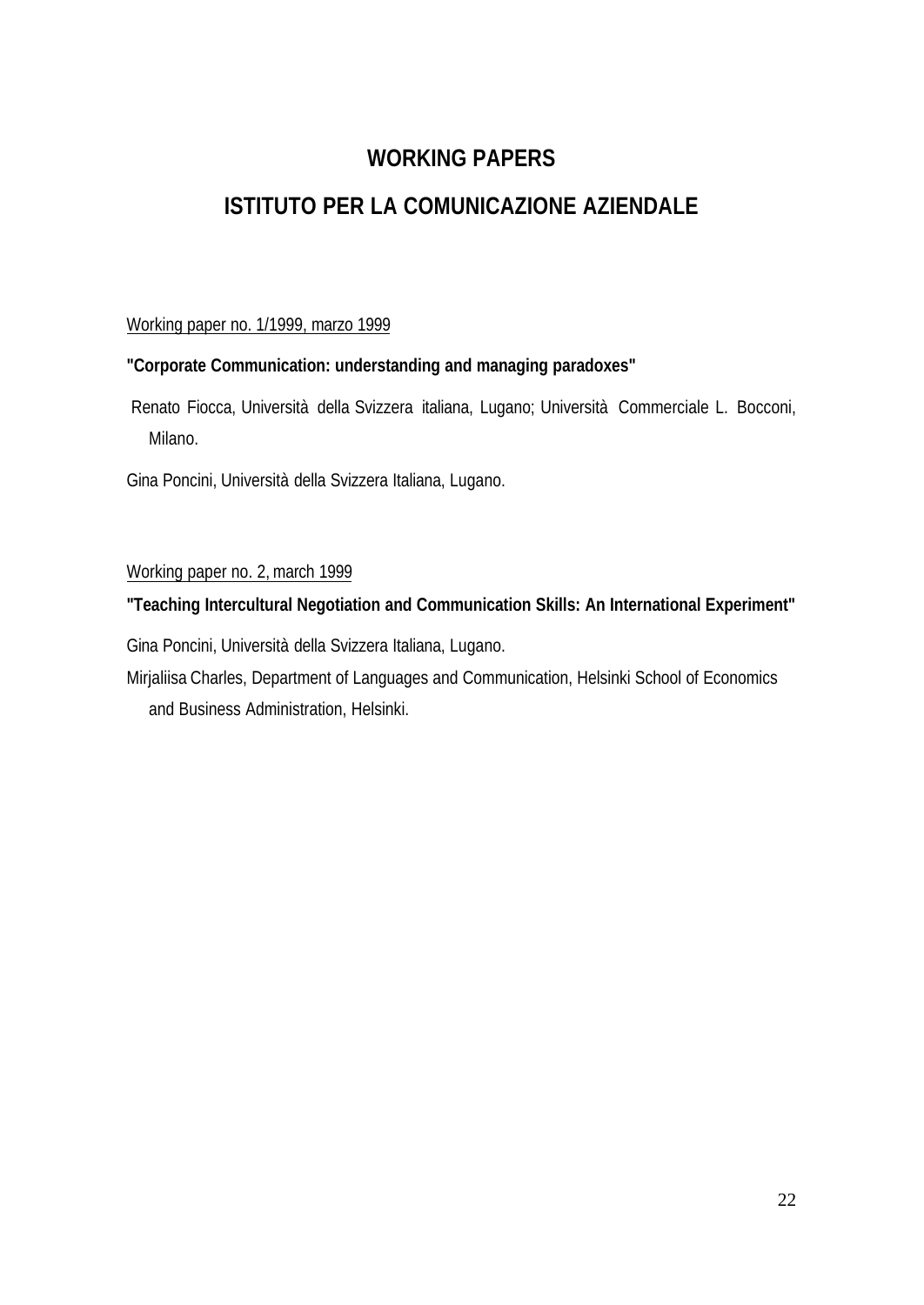# WORKING PAPERS

# ISTITUTO PER LA COMUNICAZIONE AZIENDALE

<u>Working paper no. 1/1999, marzo 1999</u>

**"Corporate Communication: understanding and managing paradoxes"**

Renato Fiocca, Università della Svizzera italiana, Lugano; Università Commerciale L. Bocconi, Milano.

Gina Poncini, Università della Svizzera Italiana, Lugano.

<u>Working paper no. 2, march 1999</u>

**"Teaching Intercultural Negotiation and Communication Skills: An International Experiment"**

Gina Poncini, Università della Svizzera Italiana, Lugano.

Mirjaliisa Charles, Department of Languages and Communication, Helsinki School of Economics and Business Administration, Helsinki.